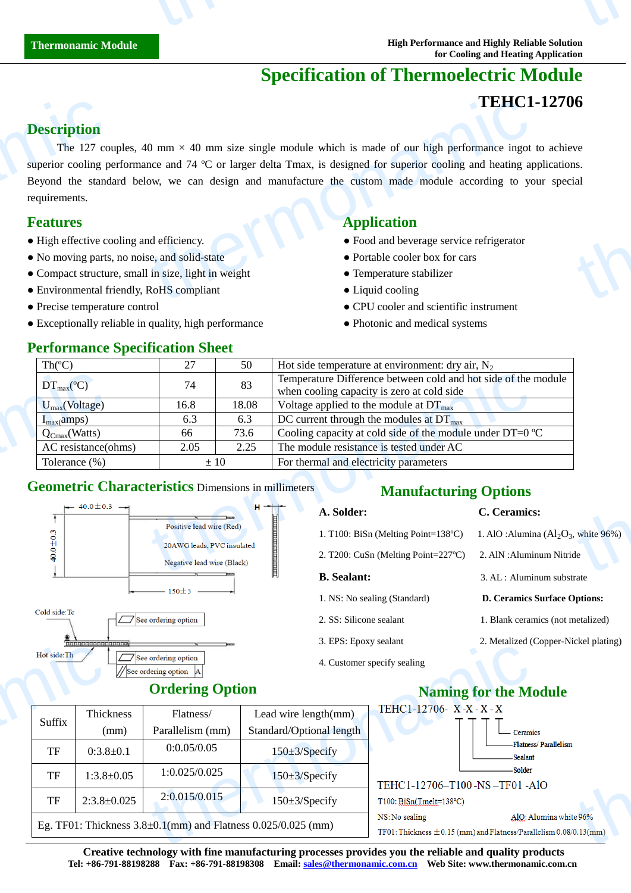Thermonamic Module

High Performance and Highly Reliable Solution
for Cooling and Heating Application

# Specification of Thermoelectric Module

## TEHC1-12706

## Description

The 127 couples, 40 mm × 40 mm size single module which is made of our high performance ingot to achieve superior cooling performance and 74 ºC or larger delta Tmax, is designed for superior cooling and heating applications. Beyond the standard below, we can design and manufacture the custom made module according to your special requirements.

## Features

- High effective cooling and efficiency.
- No moving parts, no noise, and solid-state
- Compact structure, small in size, light in weight
- Environmental friendly, RoHS compliant
- Precise temperature control
- Exceptionally reliable in quality, high performance

## Application

- Food and beverage service refrigerator
- Portable cooler box for cars
- Temperature stabilizer
- Liquid cooling
- CPU cooler and scientific instrument
- Photonic and medical systems

## Performance Specification Sheet

| Th(ºC) | 27 | 50 | Hot side temperature at environment: dry air, $N_2$ |
|---|---|---|---|
| $DT_{max}$(ºC) | 74 | 83 | Temperature Difference between cold and hot side of the module when cooling capacity is zero at cold side |
| $U_{max}$(Voltage) | 16.8 | 18.08 | Voltage applied to the module at $DT_{max}$ |
| $I_{max}$(amps) | 6.3 | 6.3 | DC current through the modules at $DT_{max}$ |
| $Q_{Cmax}$(Watts) | 66 | 73.6 | Cooling capacity at cold side of the module under DT=0 ºC |
| AC resistance(ohms) | 2.05 | 2.25 | The module resistance is tested under AC |
| Tolerance (%) | ± 10 | | For thermal and electricity parameters |

## Geometric Characteristics Dimensions in millimeters

40.0±0.3

40.0±0.3

H

Positive lead wire (Red)

20AWG leads, PVC insulated

Negative lead wire (Black)

150±3

Cold side:Tc

Hot side:Th

See ordering option

See ordering option

See ordering option A

## Manufacturing Options

**A. Solder:**

1. T100: BiSn (Melting Point=138ºC)
2. T200: CuSn (Melting Point=227ºC)

**B. Sealant:**

1. NS: No sealing (Standard)
2. SS: Silicone sealant
3. EPS: Epoxy sealant
4. Customer specify sealing

**C. Ceramics:**

1. AlO :Alumina ($Al_2O_3$, white 96%)
2. AlN :Aluminum Nitride
3. AL : Aluminum substrate

**D. Ceramics Surface Options:**

1. Blank ceramics (not metalized)
2. Metalized (Copper-Nickel plating)

## Ordering Option

| Suffix | Thickness (mm) | Flatness/ Parallelism (mm) | Lead wire length(mm) Standard/Optional length |
|---|---|---|---|
| TF | 0:3.8±0.1 | 0:0.05/0.05 | 150±3/Specify |
| TF | 1:3.8±0.05 | 1:0.025/0.025 | 150±3/Specify |
| TF | 2:3.8±0.025 | 2:0.015/0.015 | 150±3/Specify |
| Eg. TF01: Thickness 3.8±0.1(mm) and Flatness 0.025/0.025 (mm) | | | |

## Naming for the Module

TEHC1-12706- X-X-X-X

- Ceramics
- Flatness/ Parallelism
- Sealant
- Solder

TEHC1-12706–T100-NS–TF01-AlO

T100: BiSn(Tmelt=138ºC)

NS: No sealing

AlO: Alumina white 96%

TF01: Thickness ±0.15 (mm) and Flatness/Parallelism 0.08/0.13(mm)

**Creative technology with fine manufacturing processes provides you the reliable and quality products**

**Tel: +86-791-88198288 Fax: +86-791-88198308 Email: sales@thermonamic.com.cn Web Site: www.thermonamic.com.cn**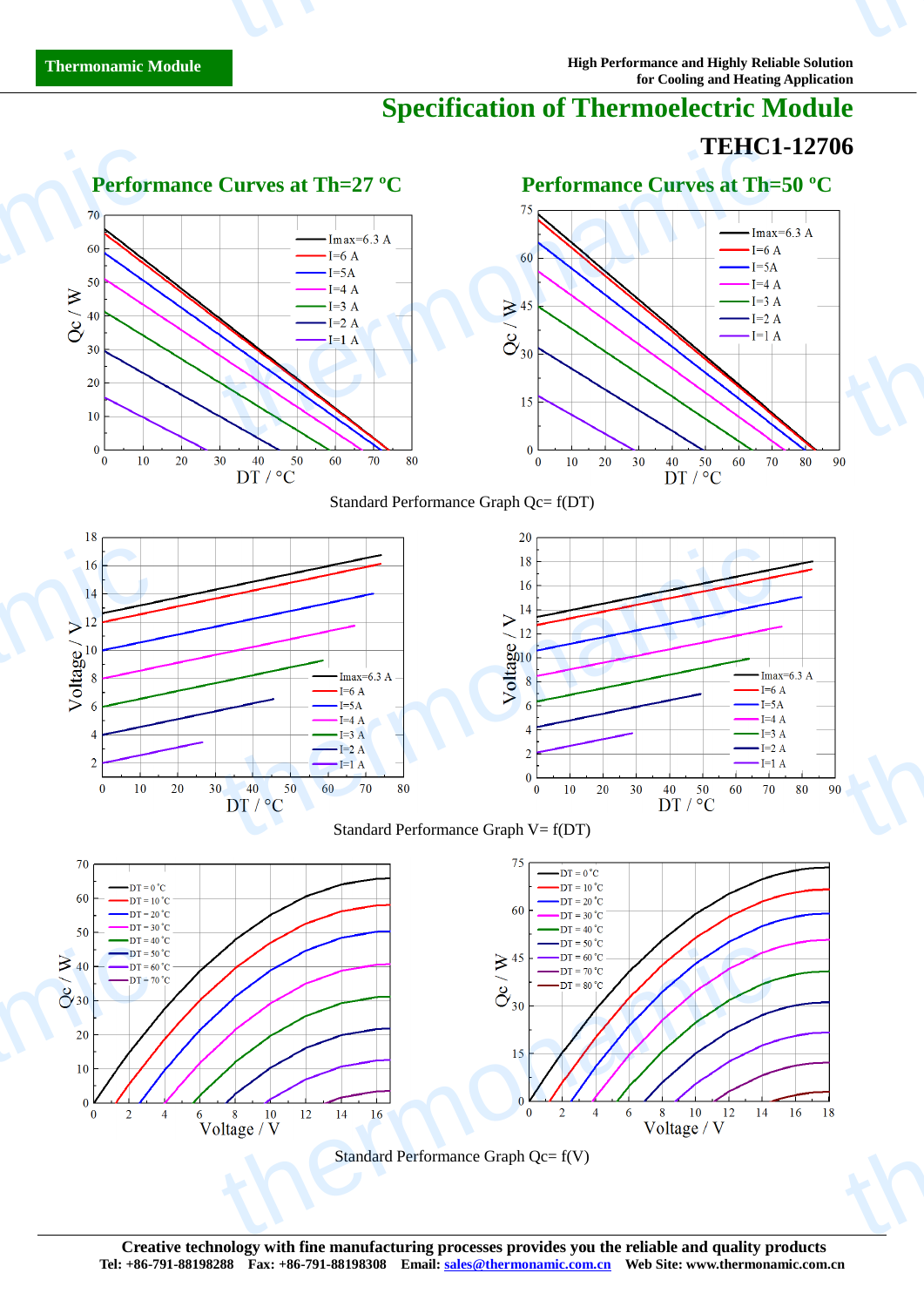# Specification of Thermoelectric Module

## TEHC1-12706

### Performance Curves at Th=27 ºC

### Performance Curves at Th=50 ºC

Standard Performance Graph Qc= f(DT)

Standard Performance Graph V= f(DT)

Standard Performance Graph Qc= f(V)

**Creative technology with fine manufacturing processes provides you the reliable and quality products**

**Tel: +86-791-88198288 Fax: +86-791-88198308 Email: sales@thermonamic.com.cn Web Site: www.thermonamic.com.cn**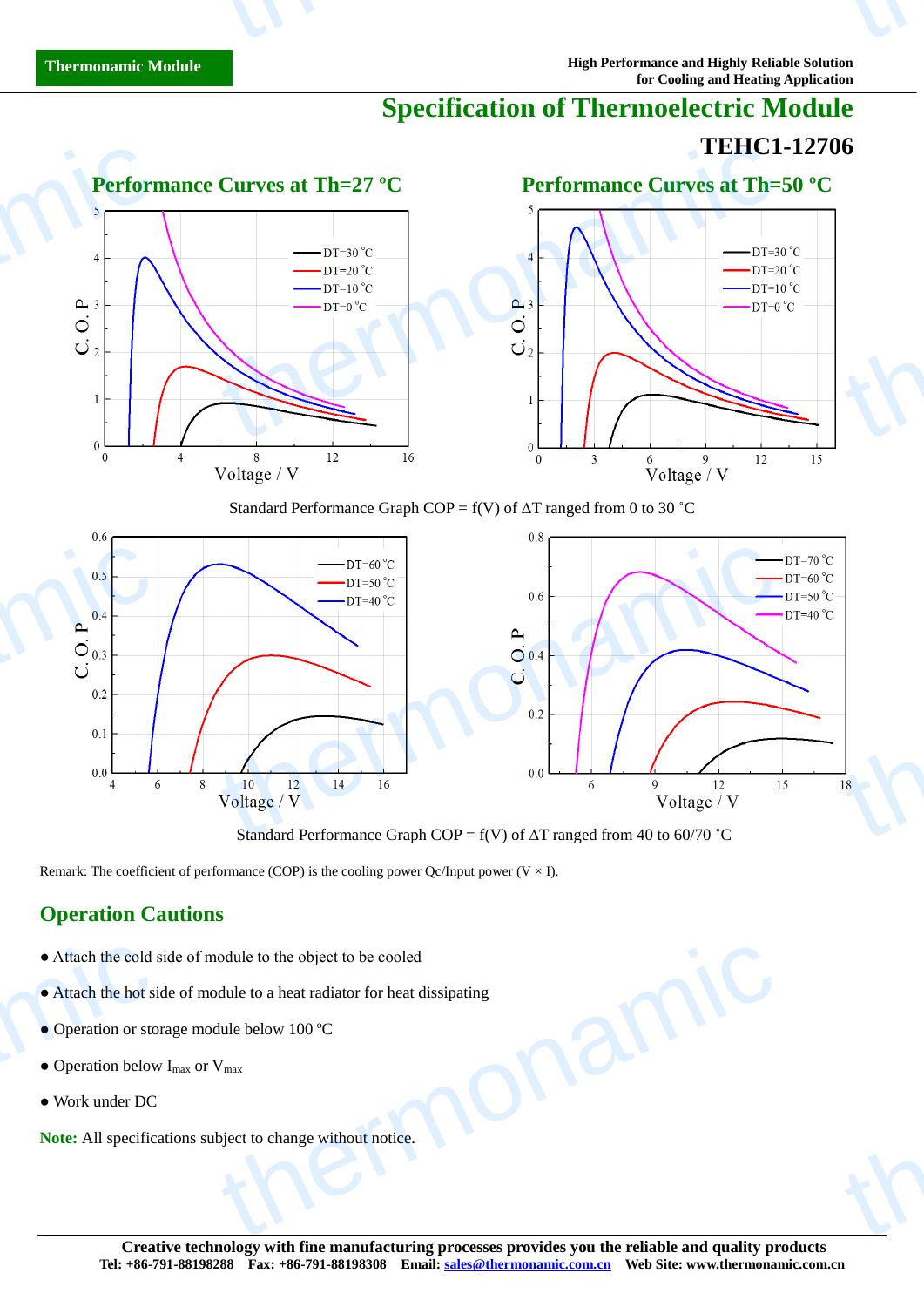## Specification of Thermoelectric Module

### TEHC1-12706

**Performance Curves at Th=27 °C**

C. O. P
Voltage / V
DT=30 °C
DT=20 °C
DT=10 °C
DT=0 °C

**Performance Curves at Th=50 °C**

C. O. P
Voltage / V
DT=30 °C
DT=20 °C
DT=10 °C
DT=0 °C

Standard Performance Graph COP = f(V) of ΔT ranged from 0 to 30 ˚C

C. O. P
Voltage / V
DT=60 °C
DT=50 °C
DT=40 °C

C. O. P
Voltage / V
DT=70 °C
DT=60 °C
DT=50 °C
DT=40 °C

Standard Performance Graph COP = f(V) of ΔT ranged from 40 to 60/70 ˚C

Remark: The coefficient of performance (COP) is the cooling power Qc/Input power (V × I).

## Operation Cautions

- Attach the cold side of module to the object to be cooled
- Attach the hot side of module to a heat radiator for heat dissipating
- Operation or storage module below 100 ºC
- Operation below $I_{max}$ or $V_{max}$
- Work under DC

**Note:** All specifications subject to change without notice.